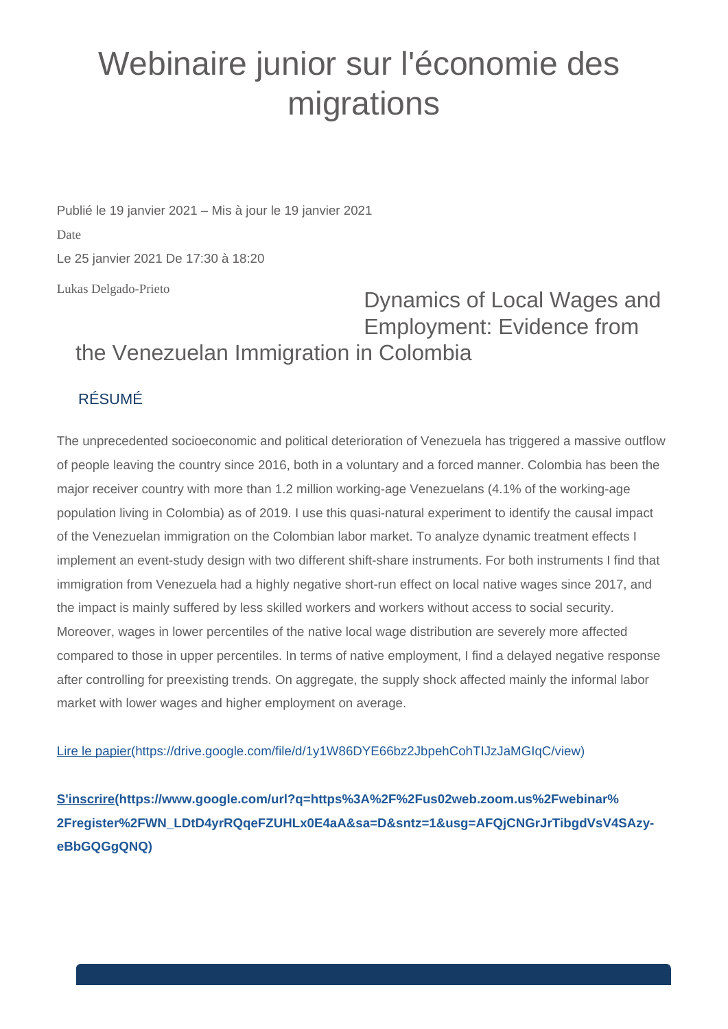# Webinaire junior sur l'économie des migrations

Publié le 19 janvier 2021 – Mis à jour le 19 janvier 2021

Date

Le 25 janvier 2021 De 17:30 à 18:20

Lukas Delgado-Prieto

## Dynamics of Local Wages and Employment: Evidence from the Venezuelan Immigration in Colombia

### RÉSUMÉ

The unprecedented socioeconomic and political deterioration of Venezuela has triggered a massive outflow of people leaving the country since 2016, both in a voluntary and a forced manner. Colombia has been the major receiver country with more than 1.2 million working-age Venezuelans (4.1% of the working-age population living in Colombia) as of 2019. I use this quasi-natural experiment to identify the causal impact of the Venezuelan immigration on the Colombian labor market. To analyze dynamic treatment effects I implement an event-study design with two different shift-share instruments. For both instruments I find that immigration from Venezuela had a highly negative short-run effect on local native wages since 2017, and the impact is mainly suffered by less skilled workers and workers without access to social security. Moreover, wages in lower percentiles of the native local wage distribution are severely more affected compared to those in upper percentiles. In terms of native employment, I find a delayed negative response after controlling for preexisting trends. On aggregate, the supply shock affected mainly the informal labor market with lower wages and higher employment on average.

[Lire le papier](https://drive.google.com/file/d/1y1W86DYE66bz2JbpehCohTIJzJaMGIqC/view)

**[S'inscrire](https://www.google.com/url?q=https%3A%2F%2Fus02web.zoom.us%2Fwebinar%2Fregister%2FWN_LDtD4yrRQqeFZUHLx0E4aA&sa=D&sntz=1&usg=AFQjCNGrJrTibgdVsV4SAzy-eBbGQGgQNQ)**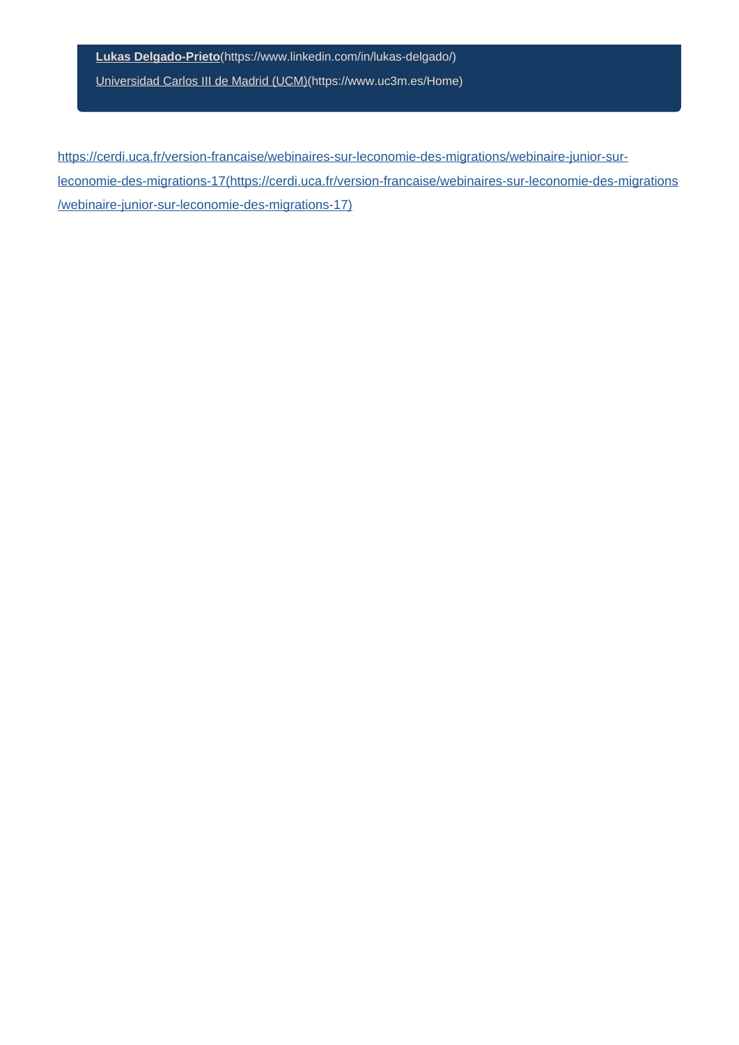**Lukas Delgado-Prieto**(https://www.linkedin.com/in/lukas-delgado/)

Universidad Carlos III de Madrid (UCM)(https://www.uc3m.es/Home)

https://cerdi.uca.fr/version-francaise/webinaires-sur-leconomie-des-migrations/webinaire-junior-sur-leconomie-des-migrations-17(https://cerdi.uca.fr/version-francaise/webinaires-sur-leconomie-des-migrations/webinaire-junior-sur-leconomie-des-migrations-17)